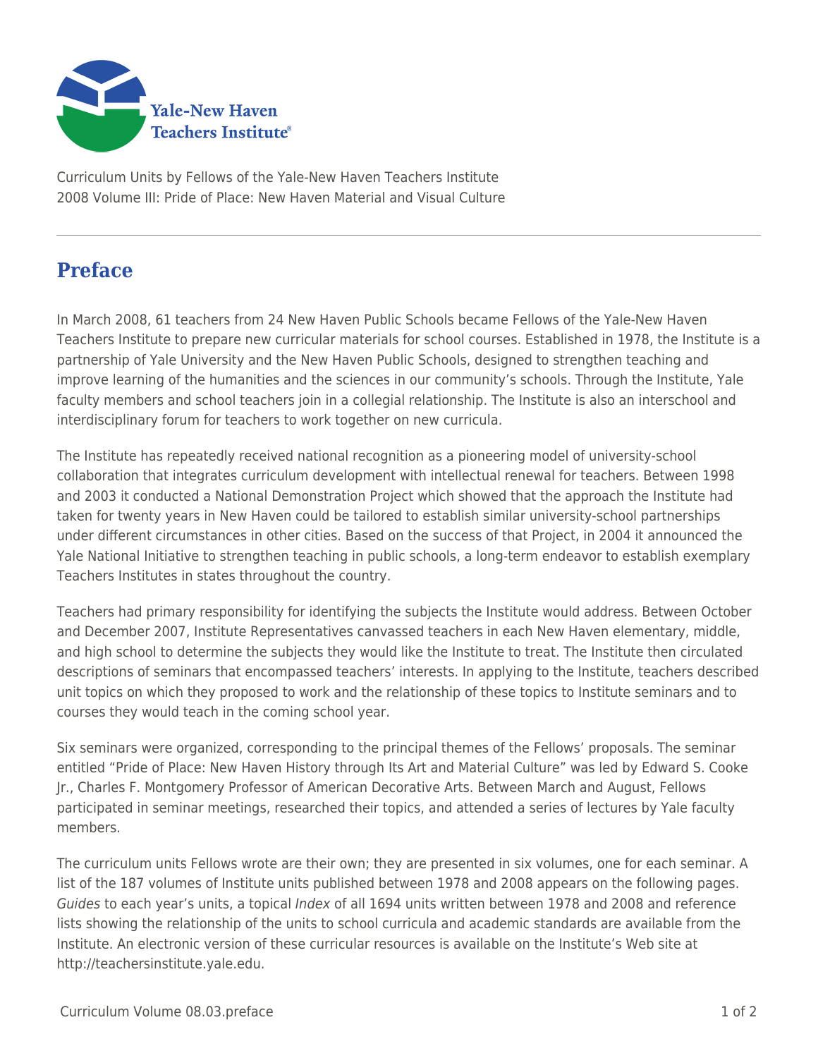Curriculum Units by Fellows of the Yale-New Haven Teachers Institute
2008 Volume III: Pride of Place: New Haven Material and Visual Culture

# Preface

In March 2008, 61 teachers from 24 New Haven Public Schools became Fellows of the Yale-New Haven Teachers Institute to prepare new curricular materials for school courses. Established in 1978, the Institute is a partnership of Yale University and the New Haven Public Schools, designed to strengthen teaching and improve learning of the humanities and the sciences in our community's schools. Through the Institute, Yale faculty members and school teachers join in a collegial relationship. The Institute is also an interschool and interdisciplinary forum for teachers to work together on new curricula.

The Institute has repeatedly received national recognition as a pioneering model of university-school collaboration that integrates curriculum development with intellectual renewal for teachers. Between 1998 and 2003 it conducted a National Demonstration Project which showed that the approach the Institute had taken for twenty years in New Haven could be tailored to establish similar university-school partnerships under different circumstances in other cities. Based on the success of that Project, in 2004 it announced the Yale National Initiative to strengthen teaching in public schools, a long-term endeavor to establish exemplary Teachers Institutes in states throughout the country.

Teachers had primary responsibility for identifying the subjects the Institute would address. Between October and December 2007, Institute Representatives canvassed teachers in each New Haven elementary, middle, and high school to determine the subjects they would like the Institute to treat. The Institute then circulated descriptions of seminars that encompassed teachers' interests. In applying to the Institute, teachers described unit topics on which they proposed to work and the relationship of these topics to Institute seminars and to courses they would teach in the coming school year.

Six seminars were organized, corresponding to the principal themes of the Fellows' proposals. The seminar entitled "Pride of Place: New Haven History through Its Art and Material Culture" was led by Edward S. Cooke Jr., Charles F. Montgomery Professor of American Decorative Arts. Between March and August, Fellows participated in seminar meetings, researched their topics, and attended a series of lectures by Yale faculty members.

The curriculum units Fellows wrote are their own; they are presented in six volumes, one for each seminar. A list of the 187 volumes of Institute units published between 1978 and 2008 appears on the following pages. *Guides* to each year's units, a topical *Index* of all 1694 units written between 1978 and 2008 and reference lists showing the relationship of the units to school curricula and academic standards are available from the Institute. An electronic version of these curricular resources is available on the Institute's Web site at http://teachersinstitute.yale.edu.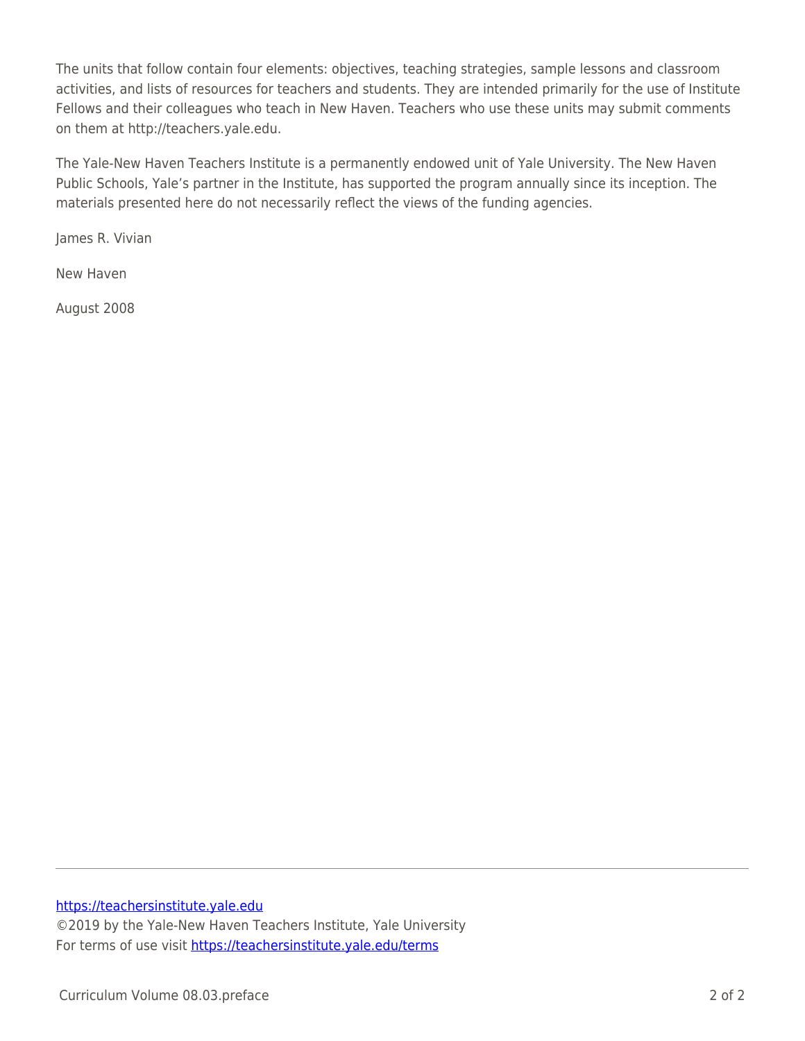The units that follow contain four elements: objectives, teaching strategies, sample lessons and classroom activities, and lists of resources for teachers and students. They are intended primarily for the use of Institute Fellows and their colleagues who teach in New Haven. Teachers who use these units may submit comments on them at http://teachers.yale.edu.

The Yale-New Haven Teachers Institute is a permanently endowed unit of Yale University. The New Haven Public Schools, Yale's partner in the Institute, has supported the program annually since its inception. The materials presented here do not necessarily reflect the views of the funding agencies.

James R. Vivian

New Haven

August 2008

https://teachersinstitute.yale.edu
©2019 by the Yale-New Haven Teachers Institute, Yale University
For terms of use visit https://teachersinstitute.yale.edu/terms